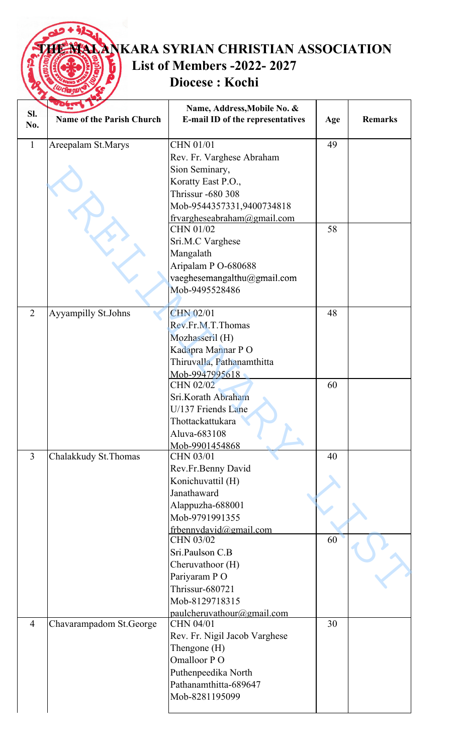# THE MALANKARA SYRIAN CHRISTIAN ASSOCIATION

## List of Members -2022- 2027

## Diocese : Kochi

| Sl. No. | Name of the Parish Church | Name, Address,Mobile No. & E-mail ID of the representatives | Age | Remarks |
|---|---|---|---|---|
| 1 | Areepalam St.Marys | CHN 01/01<br>Rev. Fr. Varghese Abraham<br>Sion Seminary,<br>Koratty East P.O.,<br>Thrissur -680 308<br>Mob-9544357331,9400734818<br>frvargheseabraham@gmail.com | 49 | |
| | | CHN 01/02<br>Sri.M.C Varghese<br>Mangalath<br>Aripalam P O-680688<br>vaeghesemangalthu@gmail.com<br>Mob-9495528486 | 58 | |
| 2 | Ayyampilly St.Johns | CHN 02/01<br>Rev.Fr.M.T.Thomas<br>Mozhasseril (H)<br>Kadapra Mannar P O<br>Thiruvalla, Pathanamthitta<br>Mob-9947995618 | 48 | |
| | | CHN 02/02<br>Sri.Korath Abraham<br>U/137 Friends Lane<br>Thottackattukara<br>Aluva-683108<br>Mob-9901454868 | 60 | |
| 3 | Chalakkudy St.Thomas | CHN 03/01<br>Rev.Fr.Benny David<br>Konichuvattil (H)<br>Janathaward<br>Alappuzha-688001<br>Mob-9791991355<br>frbennydavid@gmail.com | 40 | |
| | | CHN 03/02<br>Sri.Paulson C.B<br>Cheruvathoor (H)<br>Pariyaram P O<br>Thrissur-680721<br>Mob-8129718315<br>paulcheruvathour@gmail.com | 60 | |
| 4 | Chavarampadom St.George | CHN 04/01<br>Rev. Fr. Nigil Jacob Varghese<br>Thengone (H)<br>Omalloor P O<br>Puthenpeedika North<br>Pathanamthitta-689647<br>Mob-8281195099 | 30 | |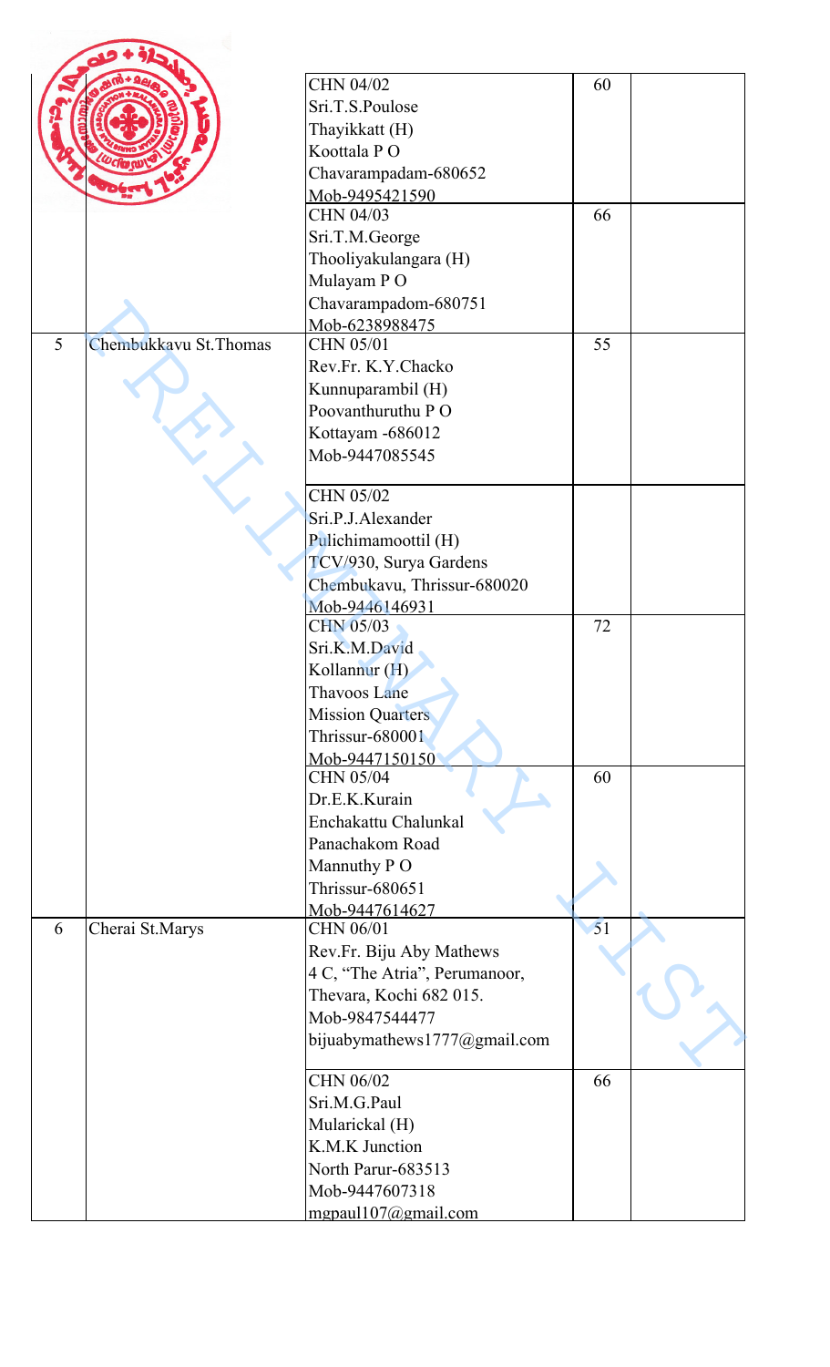| | | | | |
|---|---|---|---|---|
| | | CHN 04/02<br>Sri.T.S.Poulose<br>Thayikkatt (H)<br>Koottala P O<br>Chavarampadam-680652<br>Mob-9495421590 | 60 | |
| | | CHN 04/03<br>Sri.T.M.George<br>Thooliyakulangara (H)<br>Mulayam P O<br>Chavarampadom-680751<br>Mob-6238988475 | 66 | |
| 5 | Chembukkavu St.Thomas | CHN 05/01<br>Rev.Fr. K.Y.Chacko<br>Kunnuparambil (H)<br>Poovanthuruthu P O<br>Kottayam -686012<br>Mob-9447085545 | 55 | |
| | | CHN 05/02<br>Sri.P.J.Alexander<br>Pulichimamoottil (H)<br>TCV/930, Surya Gardens<br>Chembukavu, Thrissur-680020<br>Mob-9446146931 | | |
| | | CHN 05/03<br>Sri.K.M.David<br>Kollannur (H)<br>Thavoos Lane<br>Mission Quarters<br>Thrissur-680001<br>Mob-9447150150 | 72 | |
| | | CHN 05/04<br>Dr.E.K.Kurain<br>Enchakattu Chalunkal<br>Panachakom Road<br>Mannuthy P O<br>Thrissur-680651<br>Mob-9447614627 | 60 | |
| 6 | Cherai St.Marys | CHN 06/01<br>Rev.Fr. Biju Aby Mathews<br>4 C, "The Atria", Perumanoor,<br>Thevara, Kochi 682 015.<br>Mob-9847544477<br>bijuabymathews1777@gmail.com | 51 | |
| | | CHN 06/02<br>Sri.M.G.Paul<br>Mularickal (H)<br>K.M.K Junction<br>North Parur-683513<br>Mob-9447607318<br>mgpaul107@gmail.com | 66 | |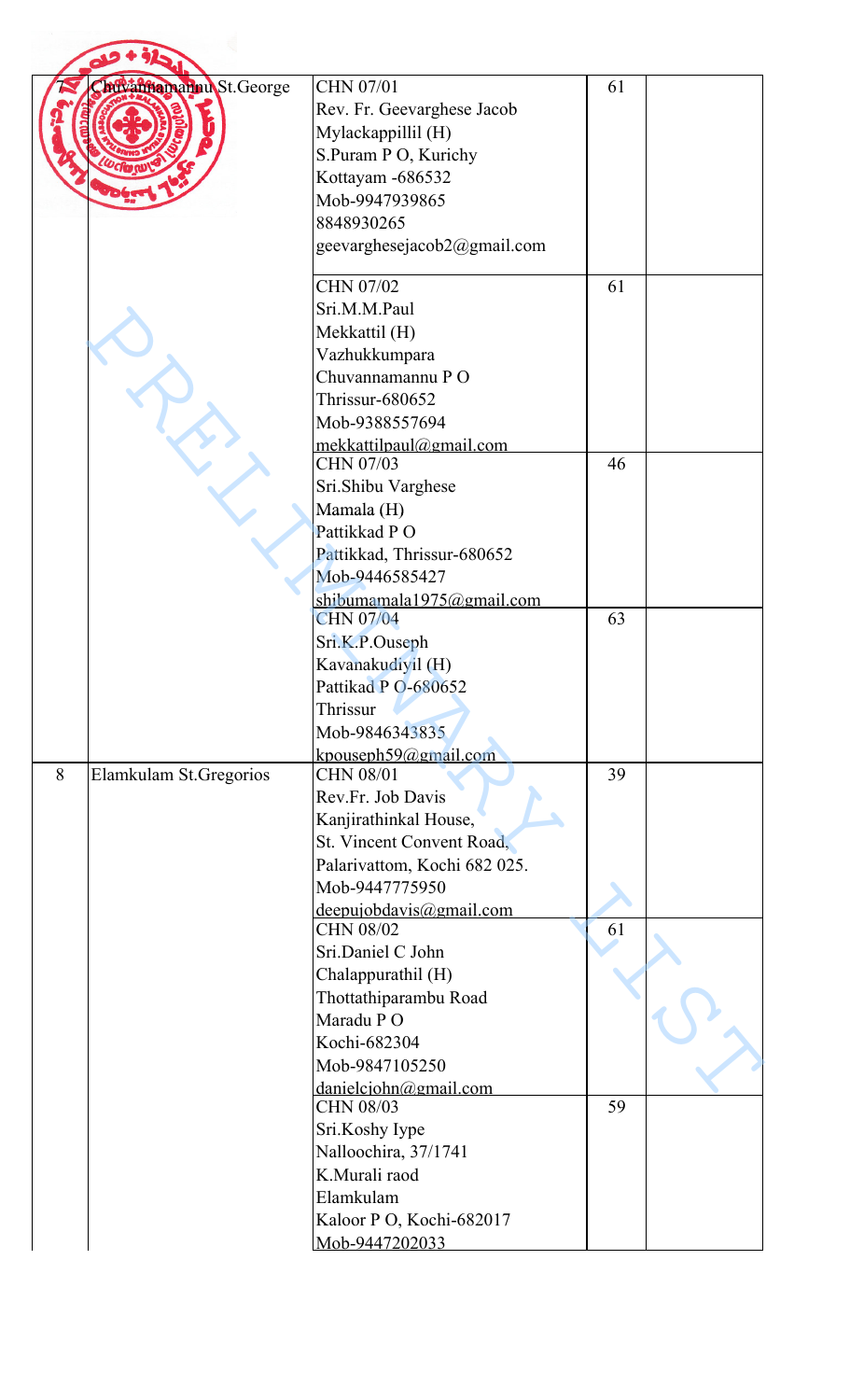| 7 | Chuvannamannu St.George | CHN 07/01<br>Rev. Fr. Geevarghese Jacob<br>Mylackappillil (H)<br>S.Puram P O, Kurichy<br>Kottayam -686532<br>Mob-9947939865<br>8848930265<br>geevarghesejacob2@gmail.com | 61 | |
|---|---|---|---|---|
| | | CHN 07/02<br>Sri.M.M.Paul<br>Mekkattil (H)<br>Vazhukkumpara<br>Chuvannamannu P O<br>Thrissur-680652<br>Mob-9388557694<br>mekkattilpaul@gmail.com | 61 | |
| | | CHN 07/03<br>Sri.Shibu Varghese<br>Mamala (H)<br>Pattikkad P O<br>Pattikkad, Thrissur-680652<br>Mob-9446585427<br>shibumamala1975@gmail.com | 46 | |
| | | CHN 07/04<br>Sri.K.P.Ouseph<br>Kavanakudiyil (H)<br>Pattikad P O-680652<br>Thrissur<br>Mob-9846343835<br>kpouseph59@gmail.com | 63 | |
| 8 | Elamkulam St.Gregorios | CHN 08/01<br>Rev.Fr. Job Davis<br>Kanjirathinkal House,<br>St. Vincent Convent Road,<br>Palarivattom, Kochi 682 025.<br>Mob-9447775950<br>deepujobdavis@gmail.com | 39 | |
| | | CHN 08/02<br>Sri.Daniel C John<br>Chalappurathil (H)<br>Thottathiparambu Road<br>Maradu P O<br>Kochi-682304<br>Mob-9847105250<br>danielcjohn@gmail.com | 61 | |
| | | CHN 08/03<br>Sri.Koshy Iype<br>Nalloochira, 37/1741<br>K.Murali raod<br>Elamkulam<br>Kaloor P O, Kochi-682017<br>Mob-9447202033 | 59 | |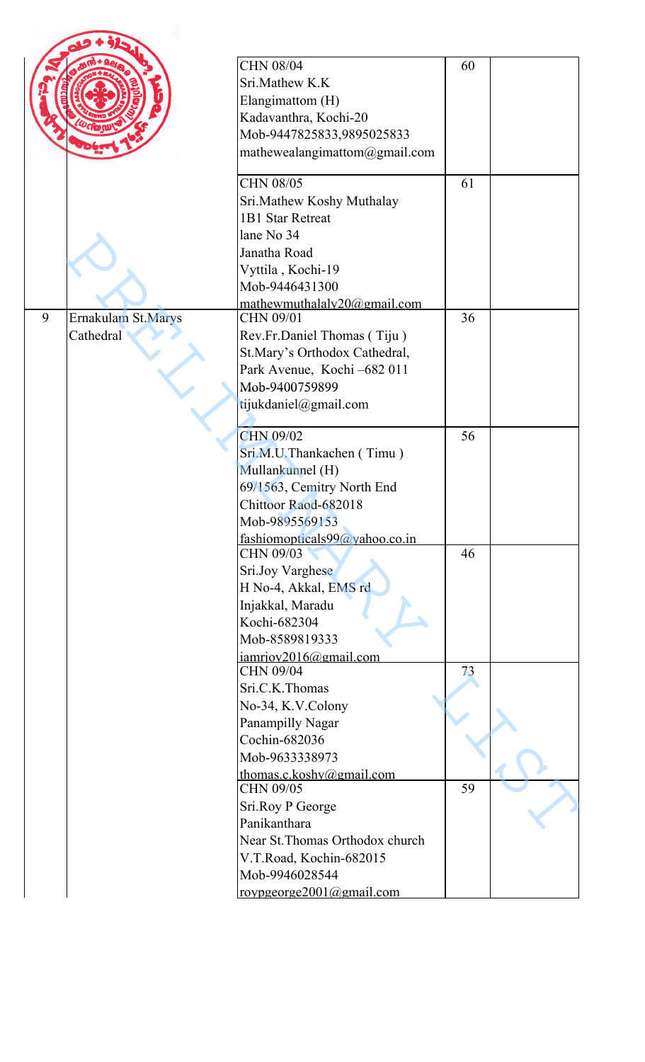| | | | | |
|---|---|---|---|---|
| | | CHN 08/04<br>Sri.Mathew K.K<br>Elangimattom (H)<br>Kadavanthra, Kochi-20<br>Mob-9447825833,9895025833<br>mathewealangimattom@gmail.com | 60 | |
| | | CHN 08/05<br>Sri.Mathew Koshy Muthalay<br>1B1 Star Retreat<br>lane No 34<br>Janatha Road<br>Vyttila , Kochi-19<br>Mob-9446431300<br>mathewmuthalaly20@gmail.com | 61 | |
| 9 | Ernakulam St.Marys Cathedral | CHN 09/01<br>Rev.Fr.Daniel Thomas ( Tiju )<br>St.Mary's Orthodox Cathedral,<br>Park Avenue, Kochi –682 011<br>Mob-9400759899<br>tijukdaniel@gmail.com | 36 | |
| | | CHN 09/02<br>Sri.M.U.Thankachen ( Timu )<br>Mullankunnel (H)<br>69/1563, Cemitry North End<br>Chittoor Raod-682018<br>Mob-9895569153<br>fashiomopticals99@yahoo.co.in | 56 | |
| | | CHN 09/03<br>Sri.Joy Varghese<br>H No-4, Akkal, EMS rd<br>Injakkal, Maradu<br>Kochi-682304<br>Mob-8589819333<br>iamrjoy2016@gmail.com | 46 | |
| | | CHN 09/04<br>Sri.C.K.Thomas<br>No-34, K.V.Colony<br>Panampilly Nagar<br>Cochin-682036<br>Mob-9633338973<br>thomas.c.koshy@gmail.com | 73 | |
| | | CHN 09/05<br>Sri.Roy P George<br>Panikanthara<br>Near St.Thomas Orthodox church<br>V.T.Road, Kochin-682015<br>Mob-9946028544<br>roypgeorge2001@gmail.com | 59 | |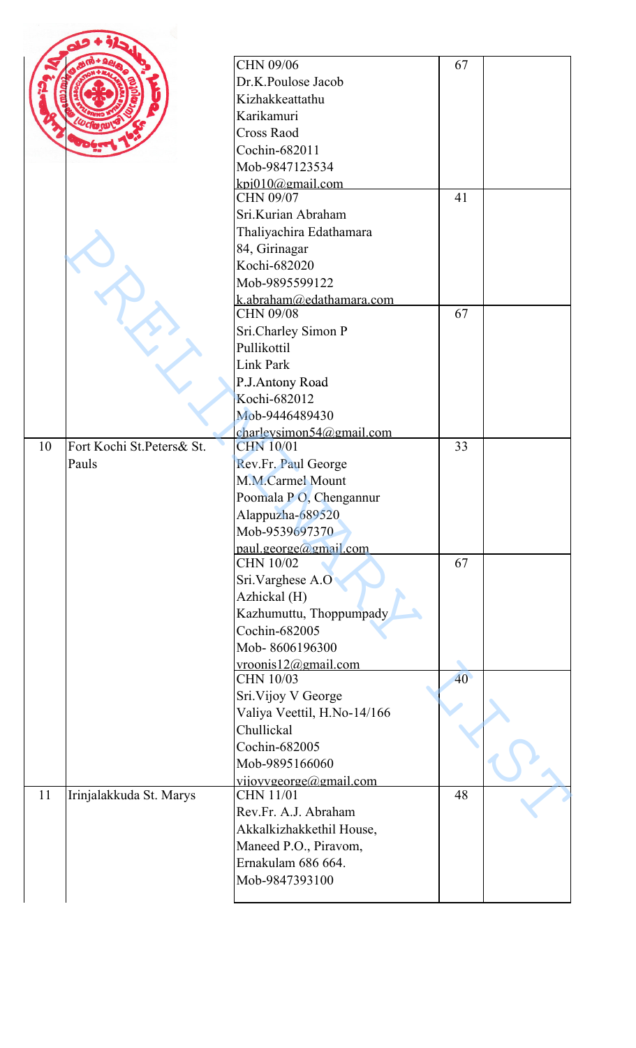| | | | | |
|---|---|---|---|---|
| | | CHN 09/06<br>Dr.K.Poulose Jacob<br>Kizhakkeattathu<br>Karikamuri<br>Cross Raod<br>Cochin-682011<br>Mob-9847123534<br>kpj010@gmail.com | 67 | |
| | | CHN 09/07<br>Sri.Kurian Abraham<br>Thaliyachira Edathamara<br>84, Girinagar<br>Kochi-682020<br>Mob-9895599122<br>k.abraham@edathamara.com | 41 | |
| | | CHN 09/08<br>Sri.Charley Simon P<br>Pullikottil<br>Link Park<br>P.J.Antony Road<br>Kochi-682012<br>Mob-9446489430<br>charleysimon54@gmail.com | 67 | |
| 10 | Fort Kochi St.Peters& St. Pauls | CHN 10/01<br>Rev.Fr. Paul George<br>M.M.Carmel Mount<br>Poomala P O, Chengannur<br>Alappuzha-689520<br>Mob-9539697370<br>paul.george@gmail.com | 33 | |
| | | CHN 10/02<br>Sri.Varghese A.O<br>Azhickal (H)<br>Kazhumuttu, Thoppumpady<br>Cochin-682005<br>Mob- 8606196300<br>vroonis12@gmail.com | 67 | |
| | | CHN 10/03<br>Sri.Vijoy V George<br>Valiya Veettil, H.No-14/166<br>Chullickal<br>Cochin-682005<br>Mob-9895166060<br>vijoyvgeorge@gmail.com | 40 | |
| 11 | Irinjalakkuda St. Marys | CHN 11/01<br>Rev.Fr. A.J. Abraham<br>Akkalkizhakkethil House,<br>Maneed P.O., Piravom,<br>Ernakulam 686 664.<br>Mob-9847393100 | 48 | |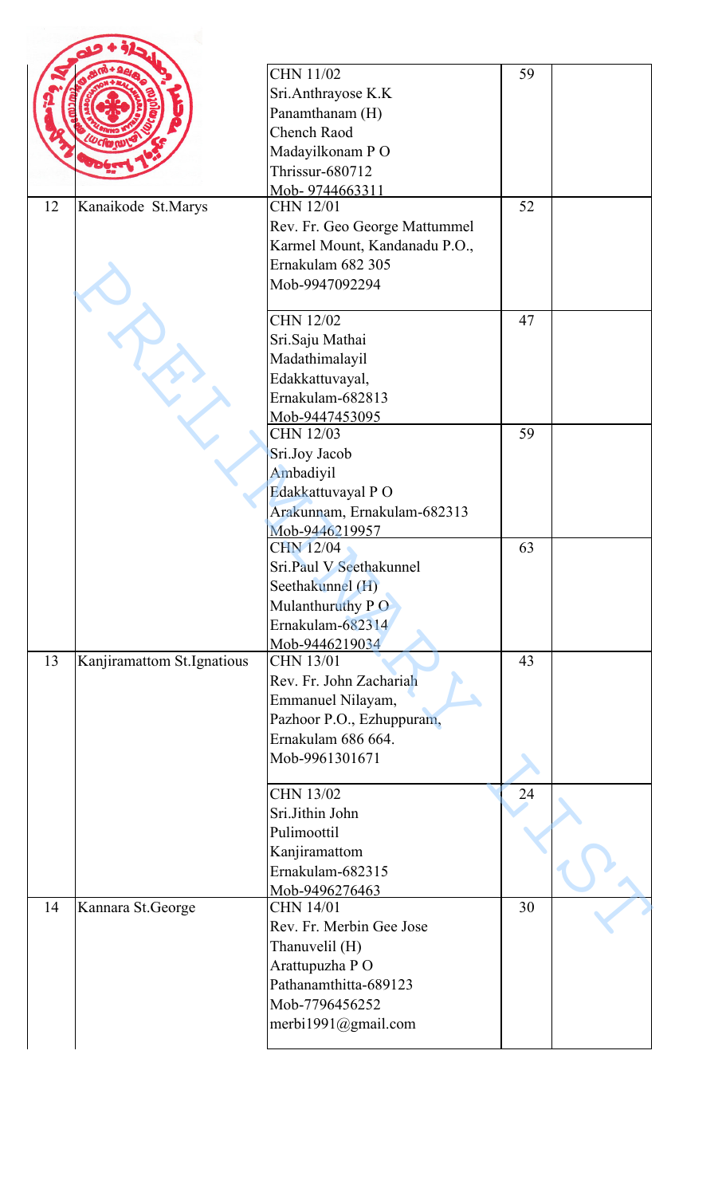| | | | | |
|---|---|---|---|---|
| | | CHN 11/02<br>Sri.Anthrayose K.K<br>Panamthanam (H)<br>Chench Raod<br>Madayilkonam P O<br>Thrissur-680712<br>Mob- 9744663311 | 59 | |
| 12 | Kanaikode St.Marys | CHN 12/01<br>Rev. Fr. Geo George Mattummel<br>Karmel Mount, Kandanadu P.O.,<br>Ernakulam 682 305<br>Mob-9947092294 | 52 | |
| | | CHN 12/02<br>Sri.Saju Mathai<br>Madathimalayil<br>Edakkattuvayal,<br>Ernakulam-682813<br>Mob-9447453095 | 47 | |
| | | CHN 12/03<br>Sri.Joy Jacob<br>Ambadiyil<br>Edakkattuvayal P O<br>Arakunnam, Ernakulam-682313<br>Mob-9446219957 | 59 | |
| | | CHN 12/04<br>Sri.Paul V Seethakunnel<br>Seethakunnel (H)<br>Mulanthuruthy P O<br>Ernakulam-682314<br>Mob-9446219034 | 63 | |
| 13 | Kanjiramattom St.Ignatious | CHN 13/01<br>Rev. Fr. John Zachariah<br>Emmanuel Nilayam,<br>Pazhoor P.O., Ezhuppuram,<br>Ernakulam 686 664.<br>Mob-9961301671 | 43 | |
| | | CHN 13/02<br>Sri.Jithin John<br>Pulimoottil<br>Kanjiramattom<br>Ernakulam-682315<br>Mob-9496276463 | 24 | |
| 14 | Kannara St.George | CHN 14/01<br>Rev. Fr. Merbin Gee Jose<br>Thanuvelil (H)<br>Arattupuzha P O<br>Pathanamthitta-689123<br>Mob-7796456252<br>merbi1991@gmail.com | 30 | |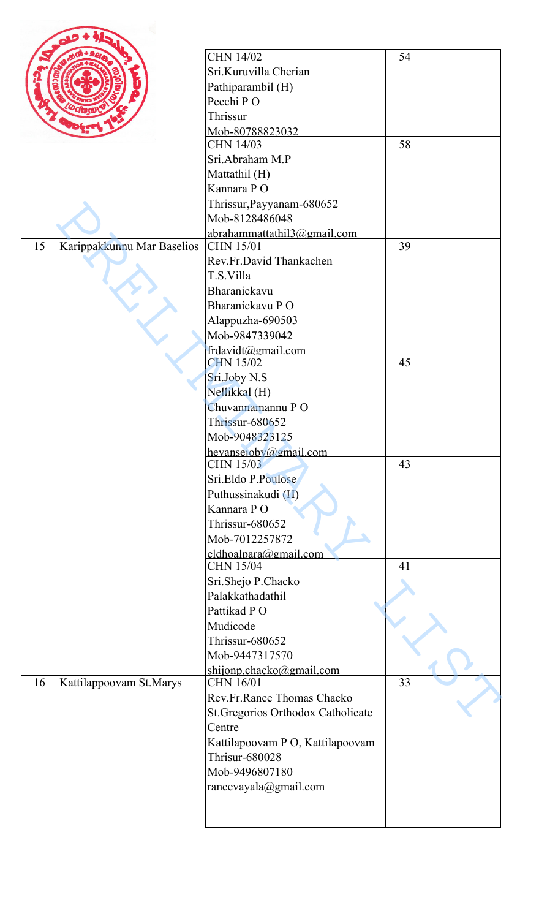| | | | | |
|---|---|---|---|---|
| | | CHN 14/02<br>Sri.Kuruvilla Cherian<br>Pathiparambil (H)<br>Peechi P O<br>Thrissur<br>Mob-80788823032 | 54 | |
| | | CHN 14/03<br>Sri.Abraham M.P<br>Mattathil (H)<br>Kannara P O<br>Thrissur,Payyanam-680652<br>Mob-8128486048<br>abrahammattathil3@gmail.com | 58 | |
| 15 | Karippakkunnu Mar Baselios | CHN 15/01<br>Rev.Fr.David Thankachen<br>T.S.Villa<br>Bharanickavu<br>Bharanickavu P O<br>Alappuzha-690503<br>Mob-9847339042<br>frdavidt@gmail.com | 39 | |
| | | CHN 15/02<br>Sri.Joby N.S<br>Nellikkal (H)<br>Chuvannamannu P O<br>Thrissur-680652<br>Mob-9048323125<br>hevansejoby@gmail.com | 45 | |
| | | CHN 15/03<br>Sri.Eldo P.Poulose<br>Puthussinakudi (H)<br>Kannara P O<br>Thrissur-680652<br>Mob-7012257872<br>eldhoalpara@gmail.com | 43 | |
| | | CHN 15/04<br>Sri.Shejo P.Chacko<br>Palakkathadathil<br>Pattikad P O<br>Mudicode<br>Thrissur-680652<br>Mob-9447317570<br>shijonp.chacko@gmail.com | 41 | |
| 16 | Kattilappoovam St.Marys | CHN 16/01<br>Rev.Fr.Rance Thomas Chacko<br>St.Gregorios Orthodox Catholicate Centre<br>Kattilapoovam P O, Kattilapoovam<br>Thrisur-680028<br>Mob-9496807180<br>rancevayala@gmail.com | 33 | |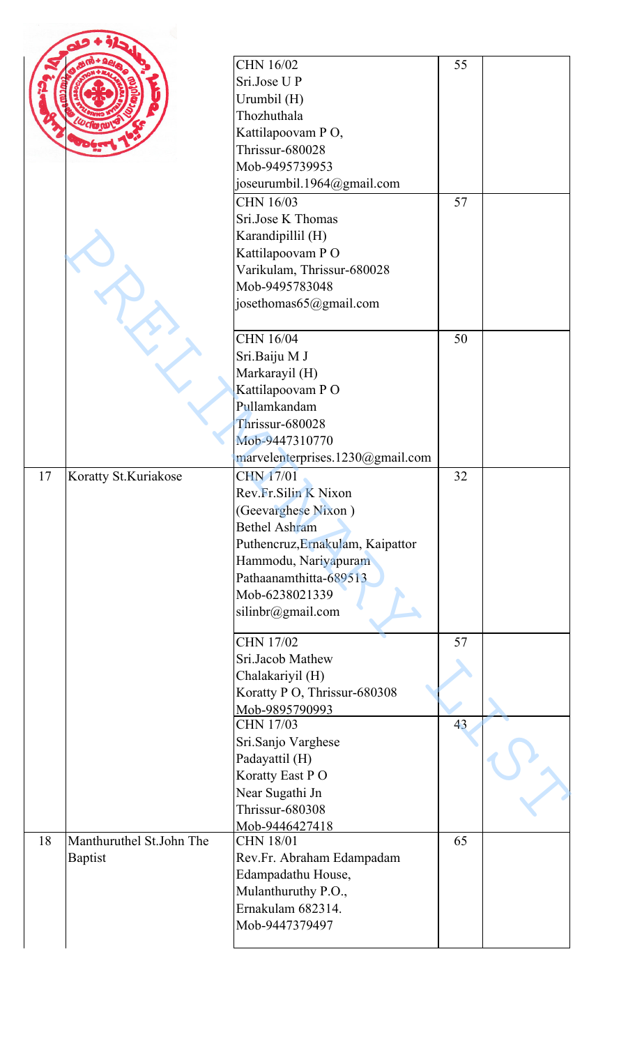| | | | | |
|---|---|---|---|---|
| | | CHN 16/02<br>Sri.Jose U P<br>Urumbil (H)<br>Thozhuthala<br>Kattilapoovam P O,<br>Thrissur-680028<br>Mob-9495739953<br>joseurumbil.1964@gmail.com | 55 | |
| | | CHN 16/03<br>Sri.Jose K Thomas<br>Karandipillil (H)<br>Kattilapoovam P O<br>Varikulam, Thrissur-680028<br>Mob-9495783048<br>josethomas65@gmail.com | 57 | |
| | | CHN 16/04<br>Sri.Baiju M J<br>Markarayil (H)<br>Kattilapoovam P O<br>Pullamkandam<br>Thrissur-680028<br>Mob-9447310770<br>marvelenterprises.1230@gmail.com | 50 | |
| 17 | Koratty St.Kuriakose | CHN 17/01<br>Rev.Fr.Silin K Nixon<br>(Geevarghese Nixon )<br>Bethel Ashram<br>Puthencruz,Ernakulam, Kaipattor<br>Hammodu, Nariyapuram<br>Pathaanamthitta-689513<br>Mob-6238021339<br>silinbr@gmail.com | 32 | |
| | | CHN 17/02<br>Sri.Jacob Mathew<br>Chalakariyil (H)<br>Koratty P O, Thrissur-680308<br>Mob-9895790993 | 57 | |
| | | CHN 17/03<br>Sri.Sanjo Varghese<br>Padayattil (H)<br>Koratty East P O<br>Near Sugathi Jn<br>Thrissur-680308<br>Mob-9446427418 | 43 | |
| 18 | Manthuruthel St.John The Baptist | CHN 18/01<br>Rev.Fr. Abraham Edampadam<br>Edampadathu House,<br>Mulanthuruthy P.O.,<br>Ernakulam 682314.<br>Mob-9447379497 | 65 | |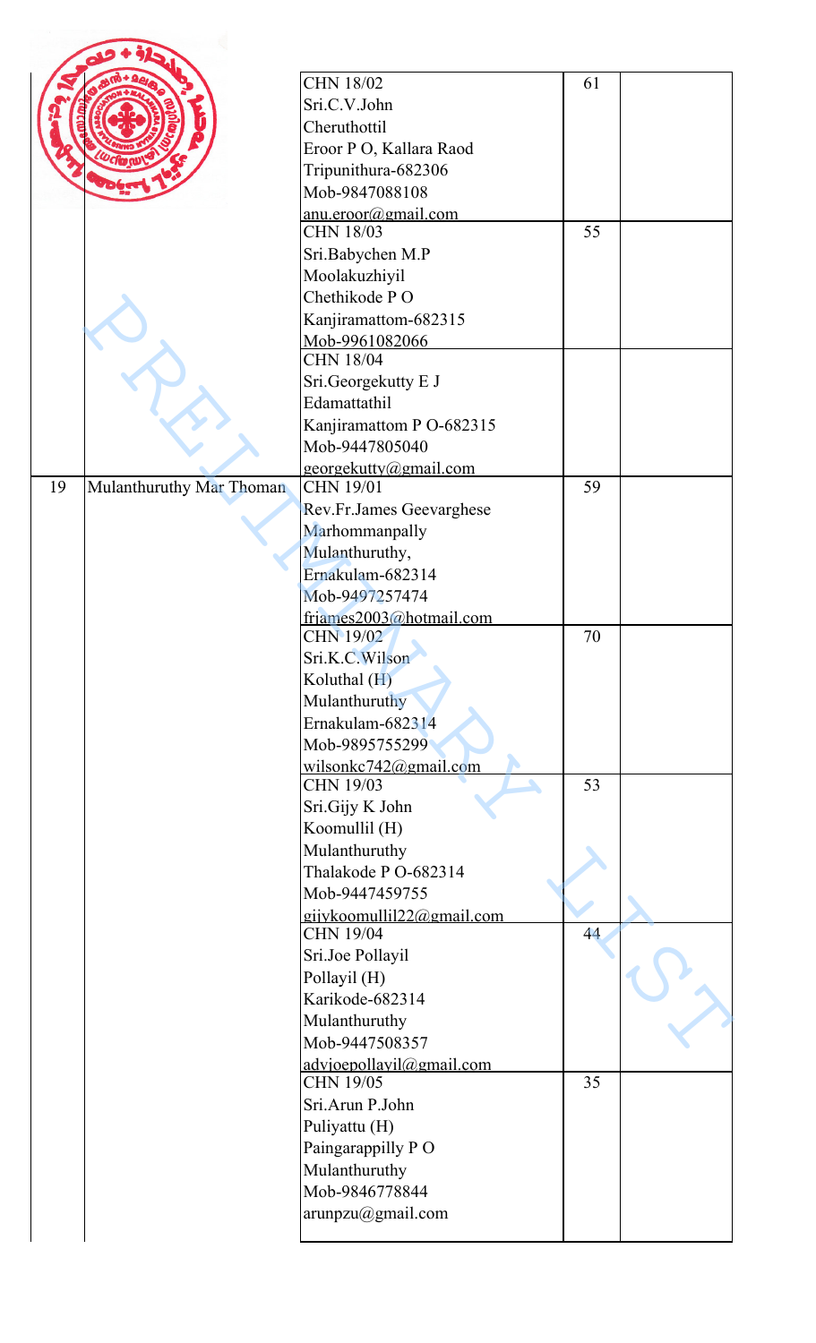|  |  |  |  |  |
|---|---|---|---|---|
|  |  | CHN 18/02<br>Sri.C.V.John<br>Cheruthottil<br>Eroor P O, Kallara Raod<br>Tripunithura-682306<br>Mob-9847088108<br>anu.eroor@gmail.com | 61 |  |
|  |  | CHN 18/03<br>Sri.Babychen M.P<br>Moolakuzhiyil<br>Chethikode P O<br>Kanjiramattom-682315<br>Mob-9961082066 | 55 |  |
|  |  | CHN 18/04<br>Sri.Georgekutty E J<br>Edamattathil<br>Kanjiramattom P O-682315<br>Mob-9447805040<br>georgekutty@gmail.com |  |  |
| 19 | Mulanthuruthy Mar Thoman | CHN 19/01<br>Rev.Fr.James Geevarghese<br>Marhommanpally<br>Mulanthuruthy,<br>Ernakulam-682314<br>Mob-9497257474<br>frjames2003@hotmail.com | 59 |  |
|  |  | CHN 19/02<br>Sri.K.C.Wilson<br>Koluthal (H)<br>Mulanthuruthy<br>Ernakulam-682314<br>Mob-9895755299<br>wilsonkc742@gmail.com | 70 |  |
|  |  | CHN 19/03<br>Sri.Gijy K John<br>Koomullil (H)<br>Mulanthuruthy<br>Thalakode P O-682314<br>Mob-9447459755<br>gijykoomullil22@gmail.com | 53 |  |
|  |  | CHN 19/04<br>Sri.Joe Pollayil<br>Pollayil (H)<br>Karikode-682314<br>Mulanthuruthy<br>Mob-9447508357<br>advjoepollayil@gmail.com | 44 |  |
|  |  | CHN 19/05<br>Sri.Arun P.John<br>Puliyattu (H)<br>Paingarappilly P O<br>Mulanthuruthy<br>Mob-9846778844<br>arunpzu@gmail.com | 35 |  |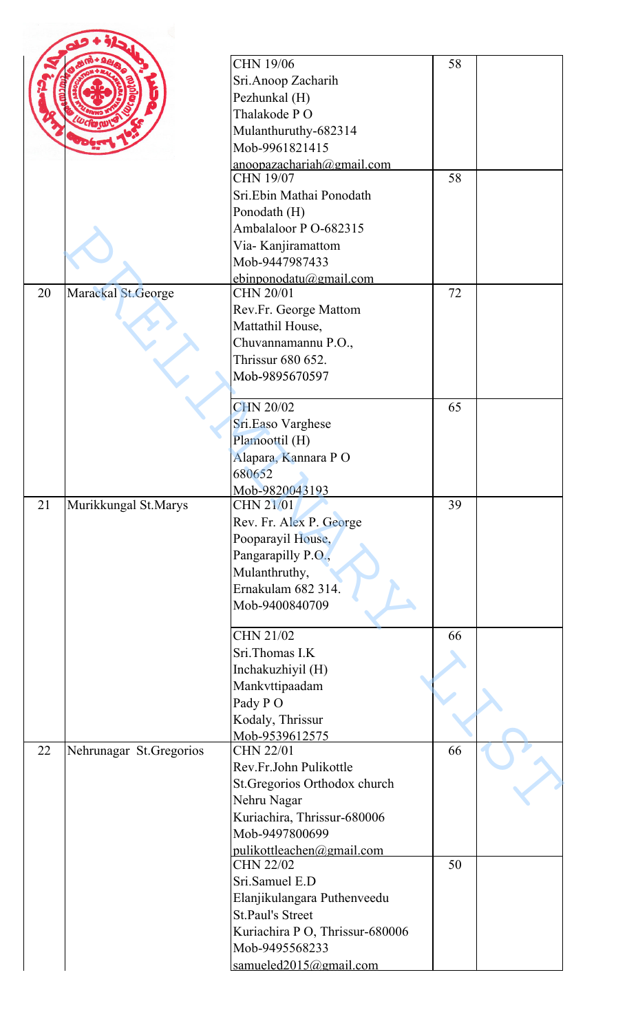| | | | | |
|---|---|---|---|---|
| | | CHN 19/06<br>Sri.Anoop Zacharih<br>Pezhunkal (H)<br>Thalakode P O<br>Mulanthuruthy-682314<br>Mob-9961821415<br>anoopazachariah@gmail.com | 58 | |
| | | CHN 19/07<br>Sri.Ebin Mathai Ponodath<br>Ponodath (H)<br>Ambalaloor P O-682315<br>Via- Kanjiramattom<br>Mob-9447987433<br>ebinponodatu@gmail.com | 58 | |
| 20 | Marackal St.George | CHN 20/01<br>Rev.Fr. George Mattom<br>Mattathil House,<br>Chuvannamannu P.O.,<br>Thrissur 680 652.<br>Mob-9895670597 | 72 | |
| | | CHN 20/02<br>Sri.Easo Varghese<br>Plamoottil (H)<br>Alapara, Kannara P O<br>680652<br>Mob-9820043193 | 65 | |
| 21 | Murikkungal St.Marys | CHN 21/01<br>Rev. Fr. Alex P. George<br>Pooparayil House,<br>Pangarapilly P.O.,<br>Mulanthruthy,<br>Ernakulam 682 314.<br>Mob-9400840709 | 39 | |
| | | CHN 21/02<br>Sri.Thomas I.K<br>Inchakuzhiyil (H)<br>Mankvttipaadam<br>Pady P O<br>Kodaly, Thrissur<br>Mob-9539612575 | 66 | |
| 22 | Nehrunagar St.Gregorios | CHN 22/01<br>Rev.Fr.John Pulikottle<br>St.Gregorios Orthodox church<br>Nehru Nagar<br>Kuriachira, Thrissur-680006<br>Mob-9497800699<br>pulikottleachen@gmail.com | 66 | |
| | | CHN 22/02<br>Sri.Samuel E.D<br>Elanjikulangara Puthenveedu<br>St.Paul's Street<br>Kuriachira P O, Thrissur-680006<br>Mob-9495568233<br>samueled2015@gmail.com | 50 | |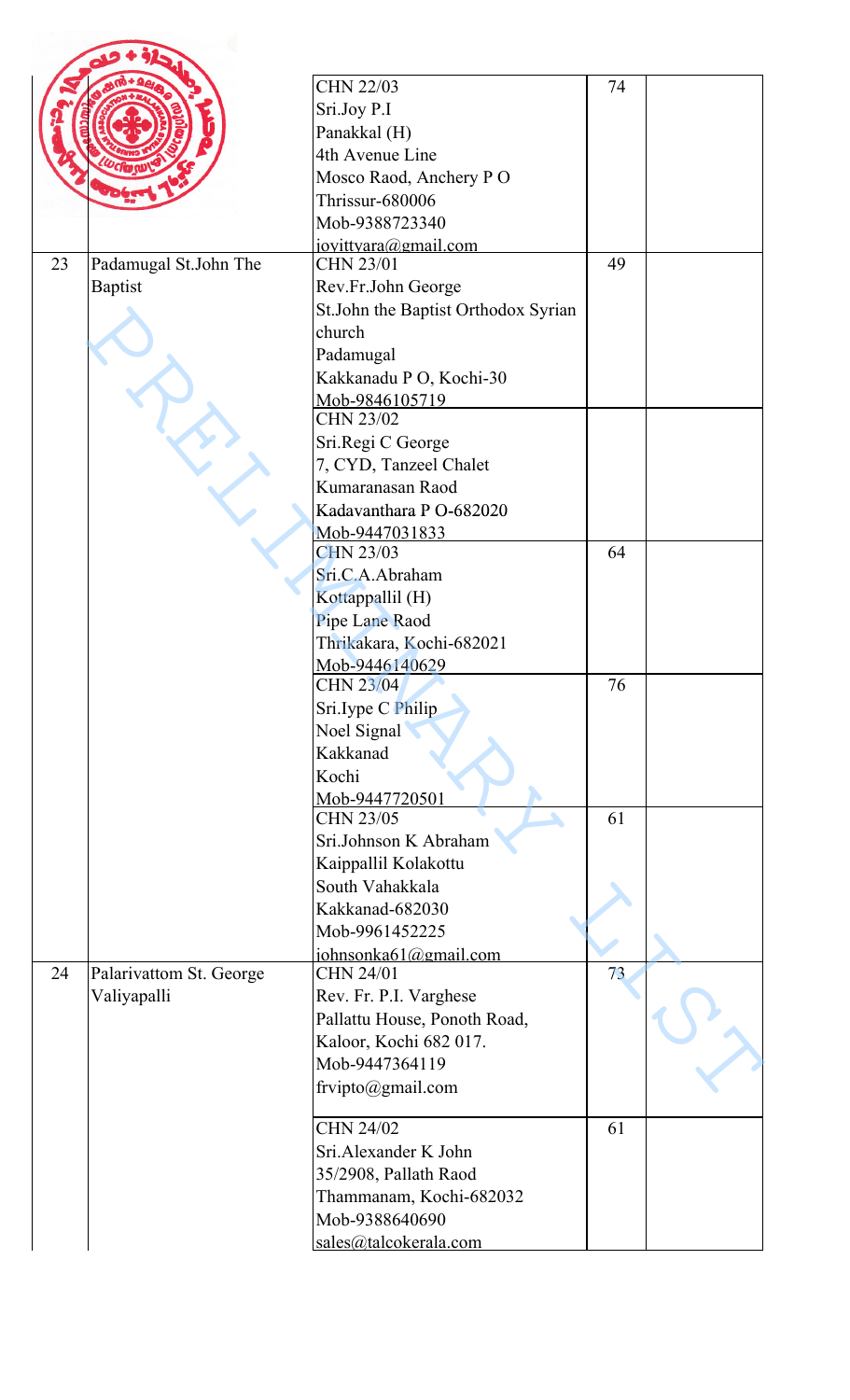| | | CHN 22/03<br>Sri.Joy P.I<br>Panakkal (H)<br>4th Avenue Line<br>Mosco Raod, Anchery P O<br>Thrissur-680006<br>Mob-9388723340<br>joyittyara@gmail.com | 74 | |
|---|---|---|---|---|
| 23 | Padamugal St.John The Baptist | CHN 23/01<br>Rev.Fr.John George<br>St.John the Baptist Orthodox Syrian church<br>Padamugal<br>Kakkanadu P O, Kochi-30<br>Mob-9846105719 | 49 | |
| | | CHN 23/02<br>Sri.Regi C George<br>7, CYD, Tanzeel Chalet<br>Kumaranasan Raod<br>Kadavanthara P O-682020<br>Mob-9447031833 | | |
| | | CHN 23/03<br>Sri.C.A.Abraham<br>Kottappallil (H)<br>Pipe Lane Raod<br>Thrikakara, Kochi-682021<br>Mob-9446140629 | 64 | |
| | | CHN 23/04<br>Sri.Iype C Philip<br>Noel Signal<br>Kakkanad<br>Kochi<br>Mob-9447720501 | 76 | |
| | | CHN 23/05<br>Sri.Johnson K Abraham<br>Kaippallil Kolakottu<br>South Vahakkala<br>Kakkanad-682030<br>Mob-9961452225<br>johnsonka61@gmail.com | 61 | |
| 24 | Palarivattom St. George Valiyapalli | CHN 24/01<br>Rev. Fr. P.I. Varghese<br>Pallattu House, Ponoth Road,<br>Kaloor, Kochi 682 017.<br>Mob-9447364119<br>frvipto@gmail.com | 73 | |
| | | CHN 24/02<br>Sri.Alexander K John<br>35/2908, Pallath Raod<br>Thammanam, Kochi-682032<br>Mob-9388640690<br>sales@talcokerala.com | 61 | |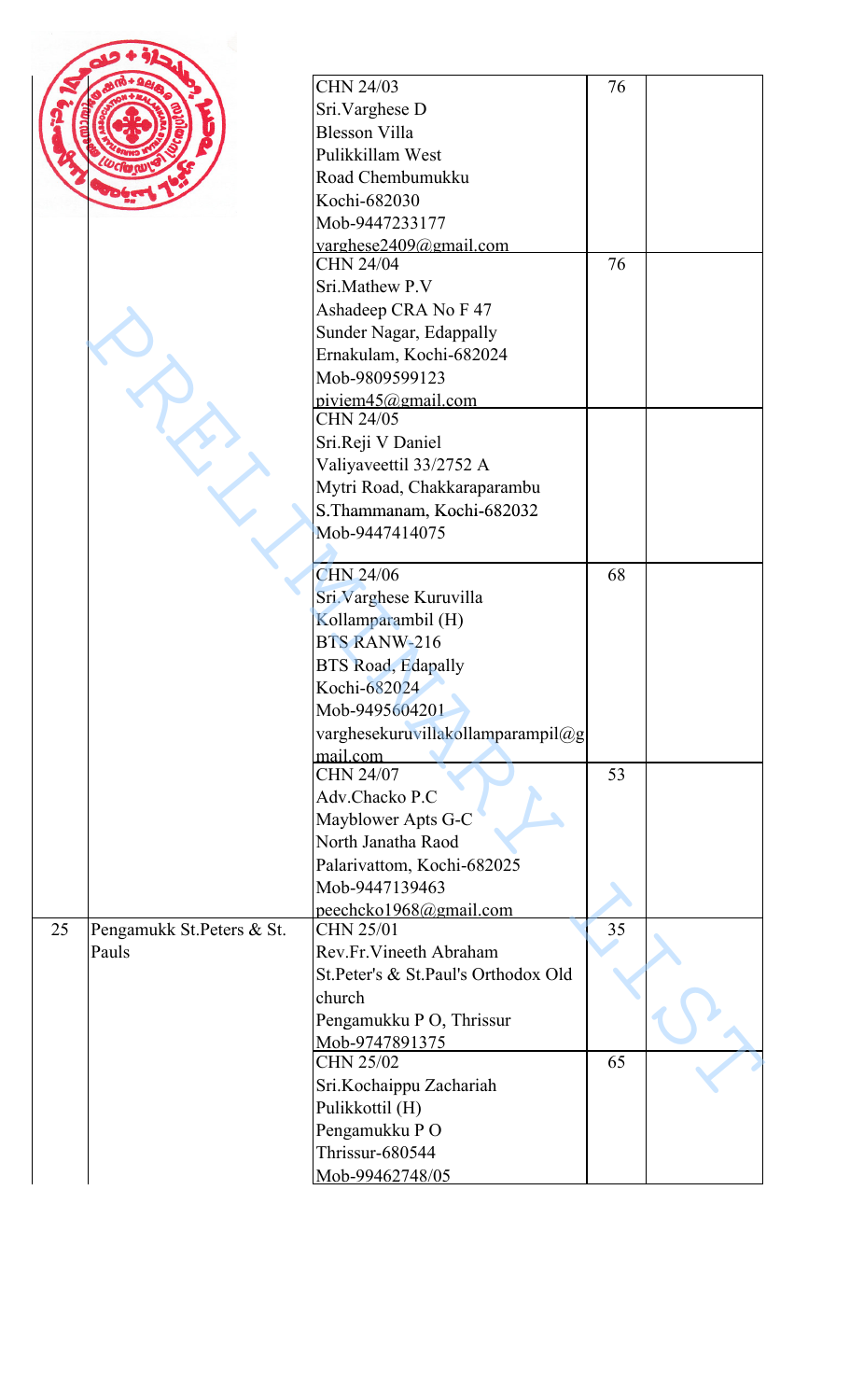| | | | | |
|---|---|---|---|---|
| | | CHN 24/03<br>Sri.Varghese D<br>Blesson Villa<br>Pulikkillam West<br>Road Chembumukku<br>Kochi-682030<br>Mob-9447233177<br>varghese2409@gmail.com | 76 | |
| | | CHN 24/04<br>Sri.Mathew P.V<br>Ashadeep CRA No F 47<br>Sunder Nagar, Edappally<br>Ernakulam, Kochi-682024<br>Mob-9809599123<br>piviem45@gmail.com | 76 | |
| | | CHN 24/05<br>Sri.Reji V Daniel<br>Valiyaveettil 33/2752 A<br>Mytri Road, Chakkaraparambu<br>S.Thammanam, Kochi-682032<br>Mob-9447414075 | | |
| | | CHN 24/06<br>Sri.Varghese Kuruvilla<br>Kollamparambil (H)<br>BTS RANW-216<br>BTS Road, Edapally<br>Kochi-682024<br>Mob-9495604201<br>varghesekuruvillakollamparampil@gmail.com | 68 | |
| | | CHN 24/07<br>Adv.Chacko P.C<br>Mayblower Apts G-C<br>North Janatha Raod<br>Palarivattom, Kochi-682025<br>Mob-9447139463<br>peechcko1968@gmail.com | 53 | |
| 25 | Pengamukk St.Peters & St. Pauls | CHN 25/01<br>Rev.Fr.Vineeth Abraham<br>St.Peter's & St.Paul's Orthodox Old church<br>Pengamukku P O, Thrissur<br>Mob-9747891375 | 35 | |
| | | CHN 25/02<br>Sri.Kochaippu Zachariah<br>Pulikkottil (H)<br>Pengamukku P O<br>Thrissur-680544<br>Mob-99462748/05 | 65 | |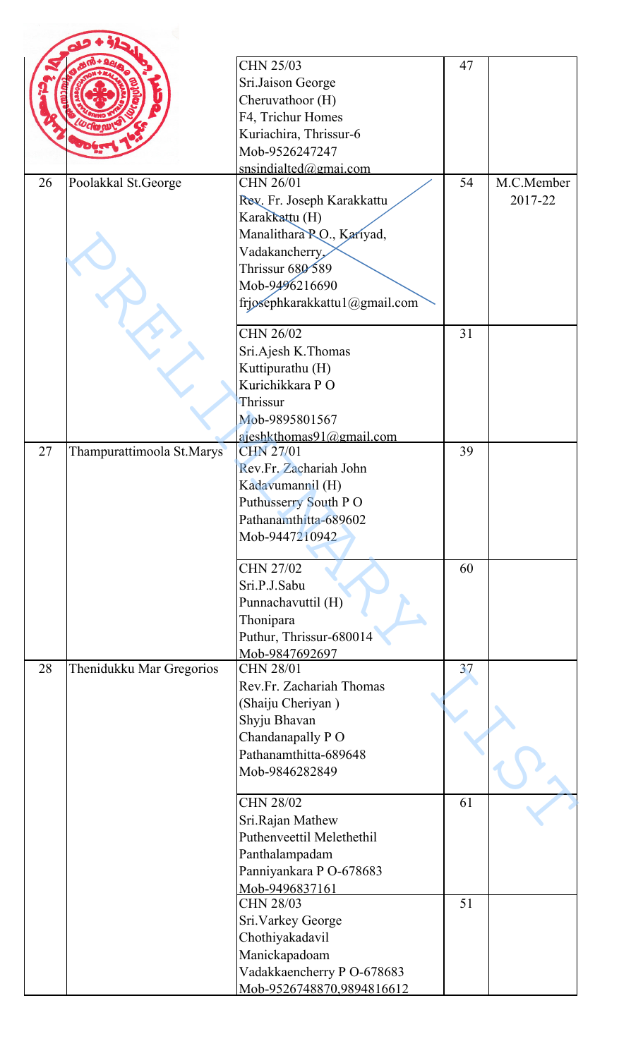| | | | | |
|---|---|---|---|---|
| | | CHN 25/03<br>Sri.Jaison George<br>Cheruvathoor (H)<br>F4, Trichur Homes<br>Kuriachira, Thrissur-6<br>Mob-9526247247<br>snsindialted@gmai.com | 47 | |
| 26 | Poolakkal St.George | CHN 26/01<br>Rev. Fr. Joseph Karakkattu<br>Karakkattu (H)<br>Manalithara P.O., Kariyad,<br>Vadakancherry,<br>Thrissur 680 589<br>Mob-9496216690<br>frjosephkarakkattu1@gmail.com | 54 | M.C.Member 2017-22 |
| | | CHN 26/02<br>Sri.Ajesh K.Thomas<br>Kuttipurathu (H)<br>Kurichikkara P O<br>Thrissur<br>Mob-9895801567<br>ajeshkthomas91@gmail.com | 31 | |
| 27 | Thampurattimoola St.Marys | CHN 27/01<br>Rev.Fr. Zachariah John<br>Kadavumannil (H)<br>Puthusserry South P O<br>Pathanamthitta-689602<br>Mob-9447210942 | 39 | |
| | | CHN 27/02<br>Sri.P.J.Sabu<br>Punnachavuttil (H)<br>Thonipara<br>Puthur, Thrissur-680014<br>Mob-9847692697 | 60 | |
| 28 | Thenidukku Mar Gregorios | CHN 28/01<br>Rev.Fr. Zachariah Thomas<br>(Shaiju Cheriyan )<br>Shyju Bhavan<br>Chandanapally P O<br>Pathanamthitta-689648<br>Mob-9846282849 | 37 | |
| | | CHN 28/02<br>Sri.Rajan Mathew<br>Puthenveettil Melethethil<br>Panthalampadam<br>Panniyankara P O-678683<br>Mob-9496837161 | 61 | |
| | | CHN 28/03<br>Sri.Varkey George<br>Chothiyakadavil<br>Manickapadoam<br>Vadakkaencherry P O-678683<br>Mob-9526748870,9894816612 | 51 | |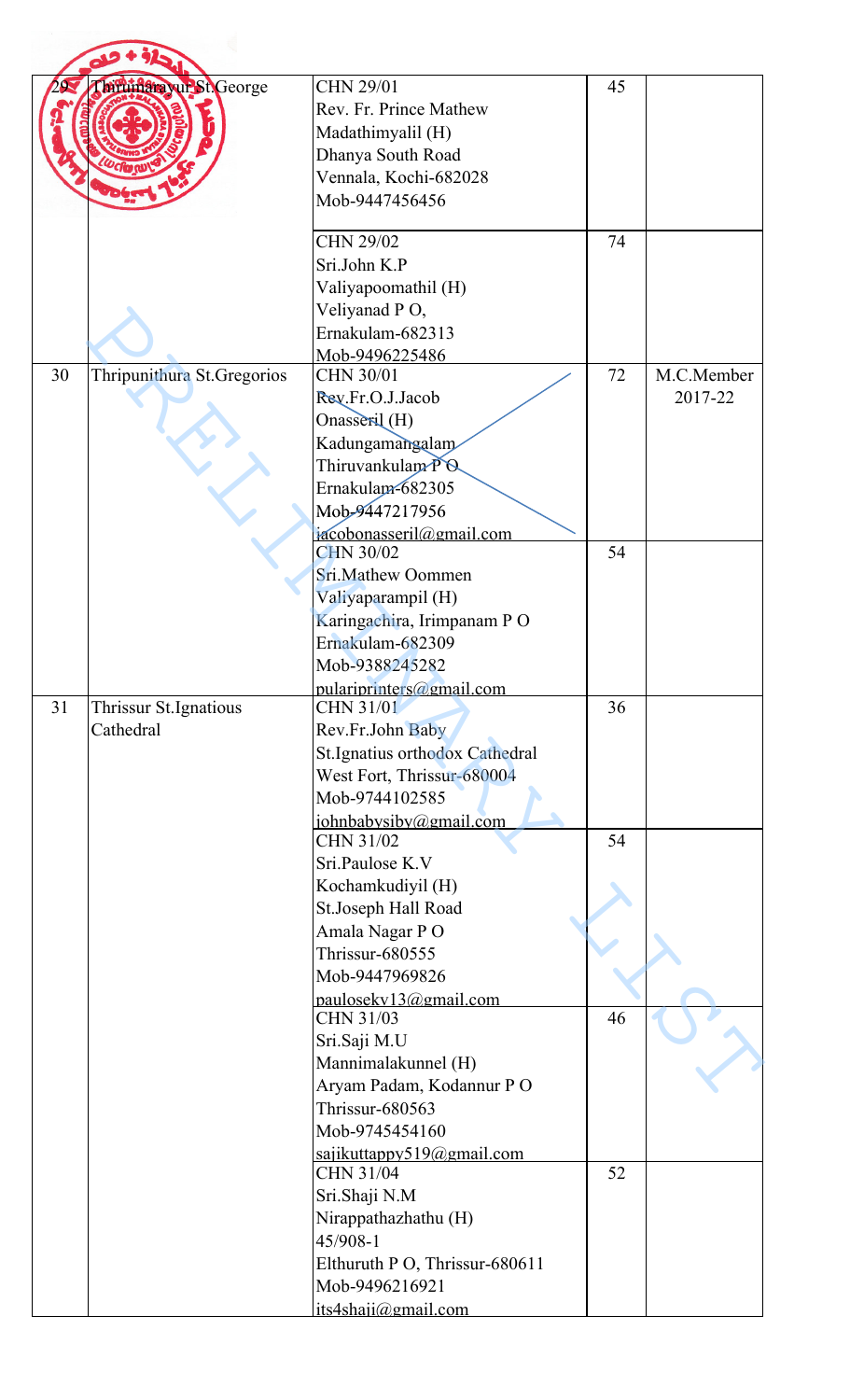| 29 | Thirumarayur St.George | CHN 29/01<br>Rev. Fr. Prince Mathew<br>Madathimyalil (H)<br>Dhanya South Road<br>Vennala, Kochi-682028<br>Mob-9447456456 | 45 | |
|---|---|---|---|---|
| | | CHN 29/02<br>Sri.John K.P<br>Valiyapoomathil (H)<br>Veliyanad P O,<br>Ernakulam-682313<br>Mob-9496225486 | 74 | |
| 30 | Thripunithura St.Gregorios | CHN 30/01<br>Rev.Fr.O.J.Jacob<br>Onasseril (H)<br>Kadungamangalam<br>Thiruvankulam P O<br>Ernakulam-682305<br>Mob-9447217956<br>jacobonasseril@gmail.com | 72 | M.C.Member 2017-22 |
| | | CHN 30/02<br>Sri.Mathew Oommen<br>Valiyaparampil (H)<br>Karingachira, Irimpanam P O<br>Ernakulam-682309<br>Mob-9388245282<br>pulariprinters@gmail.com | 54 | |
| 31 | Thrissur St.Ignatious Cathedral | CHN 31/01<br>Rev.Fr.John Baby<br>St.Ignatius orthodox Cathedral<br>West Fort, Thrissur-680004<br>Mob-9744102585<br>johnbabysiby@gmail.com | 36 | |
| | | CHN 31/02<br>Sri.Paulose K.V<br>Kochamkudiyil (H)<br>St.Joseph Hall Road<br>Amala Nagar P O<br>Thrissur-680555<br>Mob-9447969826<br>paulosekv13@gmail.com | 54 | |
| | | CHN 31/03<br>Sri.Saji M.U<br>Mannimalakunnel (H)<br>Aryam Padam, Kodannur P O<br>Thrissur-680563<br>Mob-9745454160<br>sajikuttappy519@gmail.com | 46 | |
| | | CHN 31/04<br>Sri.Shaji N.M<br>Nirappathazhathu (H)<br>45/908-1<br>Elthuruth P O, Thrissur-680611<br>Mob-9496216921<br>its4shaji@gmail.com | 52 | |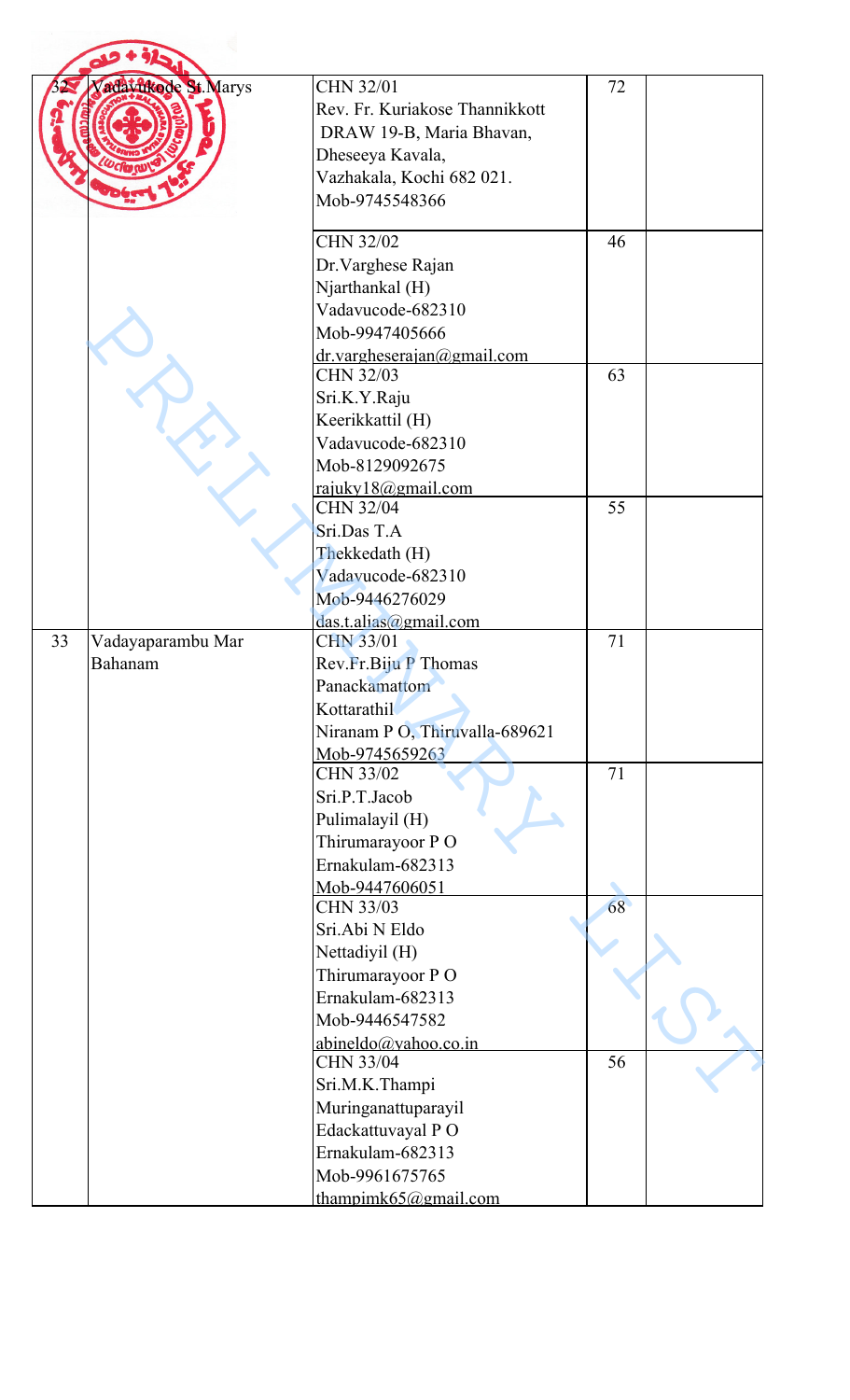| | | | | |
|---|---|---|---|---|
| 32 | Vadavukode St.Marys | CHN 32/01<br>Rev. Fr. Kuriakose Thannikkott<br>DRAW 19-B, Maria Bhavan,<br>Dheseeya Kavala,<br>Vazhakala, Kochi 682 021.<br>Mob-9745548366 | 72 | |
| | | CHN 32/02<br>Dr.Varghese Rajan<br>Njarthankal (H)<br>Vadavucode-682310<br>Mob-9947405666<br>dr.vargheserajan@gmail.com | 46 | |
| | | CHN 32/03<br>Sri.K.Y.Raju<br>Keerikkattil (H)<br>Vadavucode-682310<br>Mob-8129092675<br>rajuky18@gmail.com | 63 | |
| | | CHN 32/04<br>Sri.Das T.A<br>Thekkedath (H)<br>Vadavucode-682310<br>Mob-9446276029<br>das.t.alias@gmail.com | 55 | |
| 33 | Vadayaparambu Mar Bahanam | CHN 33/01<br>Rev.Fr.Biju P Thomas<br>Panackamattom<br>Kottarathil<br>Niranam P O, Thiruvalla-689621<br>Mob-9745659263 | 71 | |
| | | CHN 33/02<br>Sri.P.T.Jacob<br>Pulimalayil (H)<br>Thirumarayoor P O<br>Ernakulam-682313<br>Mob-9447606051 | 71 | |
| | | CHN 33/03<br>Sri.Abi N Eldo<br>Nettadiyil (H)<br>Thirumarayoor P O<br>Ernakulam-682313<br>Mob-9446547582<br>abineldo@yahoo.co.in | 68 | |
| | | CHN 33/04<br>Sri.M.K.Thampi<br>Muringanattuparayil<br>Edackattuvayal P O<br>Ernakulam-682313<br>Mob-9961675765<br>thampimk65@gmail.com | 56 | |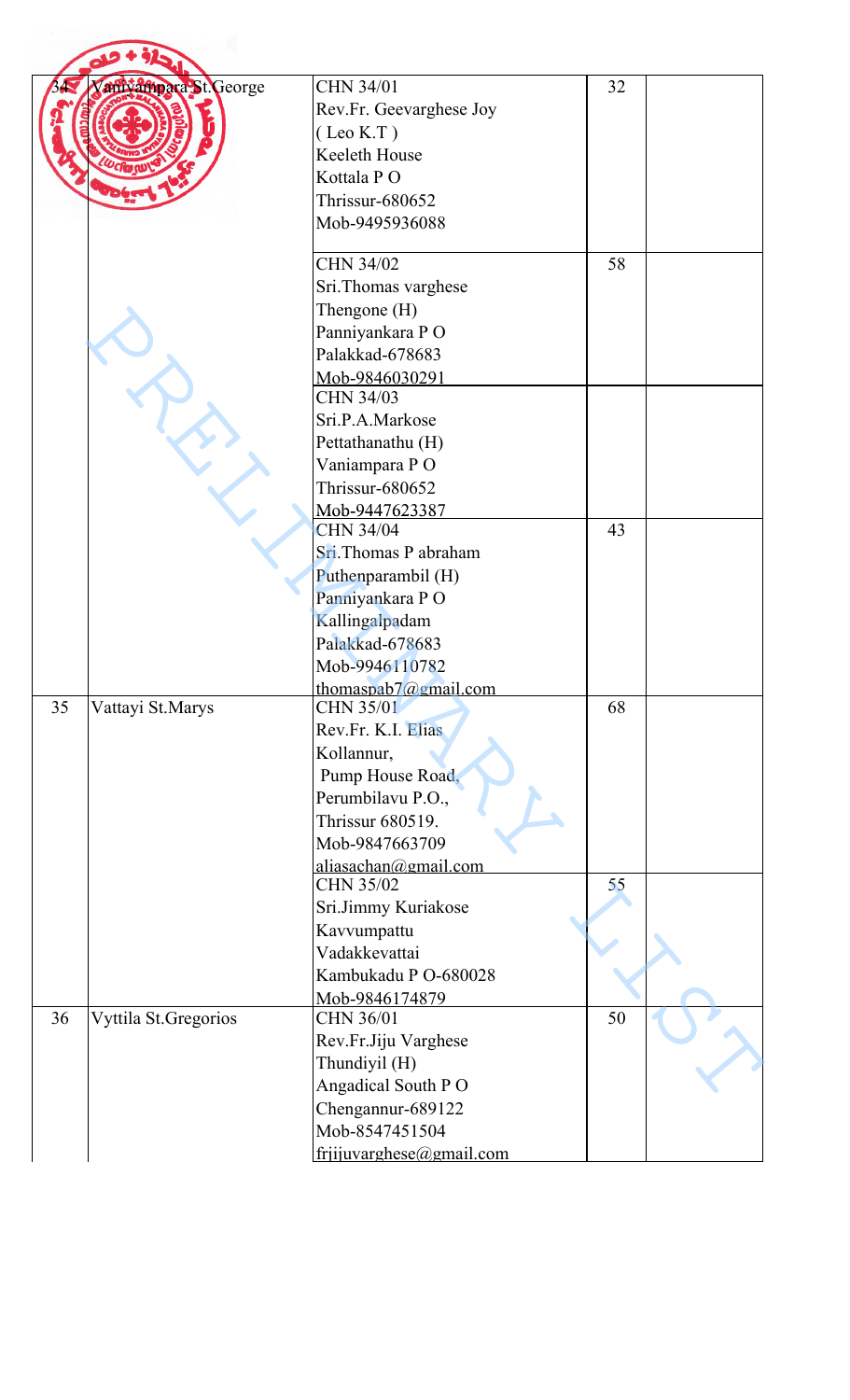| 34 | Vaniyampara St.George | CHN 34/01<br>Rev.Fr. Geevarghese Joy<br>( Leo K.T )<br>Keeleth House<br>Kottala P O<br>Thrissur-680652<br>Mob-9495936088 | 32 | |
|---|---|---|---|---|
| | | CHN 34/02<br>Sri.Thomas varghese<br>Thengone (H)<br>Panniyankara P O<br>Palakkad-678683<br>Mob-9846030291 | 58 | |
| | | CHN 34/03<br>Sri.P.A.Markose<br>Pettathanathu (H)<br>Vaniampara P O<br>Thrissur-680652<br>Mob-9447623387 | | |
| | | CHN 34/04<br>Sri.Thomas P abraham<br>Puthenparambil (H)<br>Panniyankara P O<br>Kallingalpadam<br>Palakkad-678683<br>Mob-9946110782<br>thomaspab7@gmail.com | 43 | |
| 35 | Vattayi St.Marys | CHN 35/01<br>Rev.Fr. K.I. Elias<br>Kollannur,<br>Pump House Road,<br>Perumbilavu P.O.,<br>Thrissur 680519.<br>Mob-9847663709<br>aliasachan@gmail.com | 68 | |
| | | CHN 35/02<br>Sri.Jimmy Kuriakose<br>Kavvumpattu<br>Vadakkevattai<br>Kambukadu P O-680028<br>Mob-9846174879 | 55 | |
| 36 | Vyttila St.Gregorios | CHN 36/01<br>Rev.Fr.Jiju Varghese<br>Thundiyil (H)<br>Angadical South P O<br>Chengannur-689122<br>Mob-8547451504<br>frjijuvarghese@gmail.com | 50 | |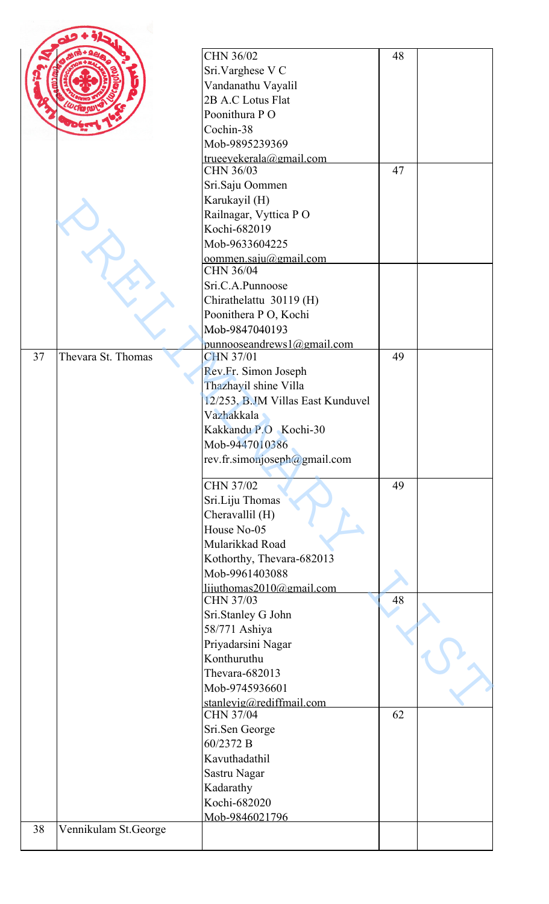| | | | | |
|---|---|---|---|---|
| | | CHN 36/02<br>Sri.Varghese V C<br>Vandanathu Vayalil<br>2B A.C Lotus Flat<br>Poonithura P O<br>Cochin-38<br>Mob-9895239369<br>trueeyekerala@gmail.com | 48 | |
| | | CHN 36/03<br>Sri.Saju Oommen<br>Karukayil (H)<br>Railnagar, Vyttica P O<br>Kochi-682019<br>Mob-9633604225<br>oommen.saju@gmail.com | 47 | |
| | | CHN 36/04<br>Sri.C.A.Punnoose<br>Chirathelattu 30119 (H)<br>Poonithera P O, Kochi<br>Mob-9847040193<br>punnooseandrews1@gmail.com | | |
| 37 | Thevara St. Thomas | CHN 37/01<br>Rev.Fr. Simon Joseph<br>Thazhayil shine Villa<br>12/253, B.JM Villas East Kunduvel<br>Vazhakkala<br>Kakkandu P.O Kochi-30<br>Mob-9447010386<br>rev.fr.simonjoseph@gmail.com | 49 | |
| | | CHN 37/02<br>Sri.Liju Thomas<br>Cheravallil (H)<br>House No-05<br>Mularikkad Road<br>Kothorthy, Thevara-682013<br>Mob-9961403088<br>lijuthomas2010@gmail.com | 49 | |
| | | CHN 37/03<br>Sri.Stanley G John<br>58/771 Ashiya<br>Priyadarsini Nagar<br>Konthuruthu<br>Thevara-682013<br>Mob-9745936601<br>stanleyjg@rediffmail.com | 48 | |
| | | CHN 37/04<br>Sri.Sen George<br>60/2372 B<br>Kavuthadathil<br>Sastru Nagar<br>Kadarathy<br>Kochi-682020<br>Mob-9846021796 | 62 | |
| 38 | Vennikulam St.George | | | |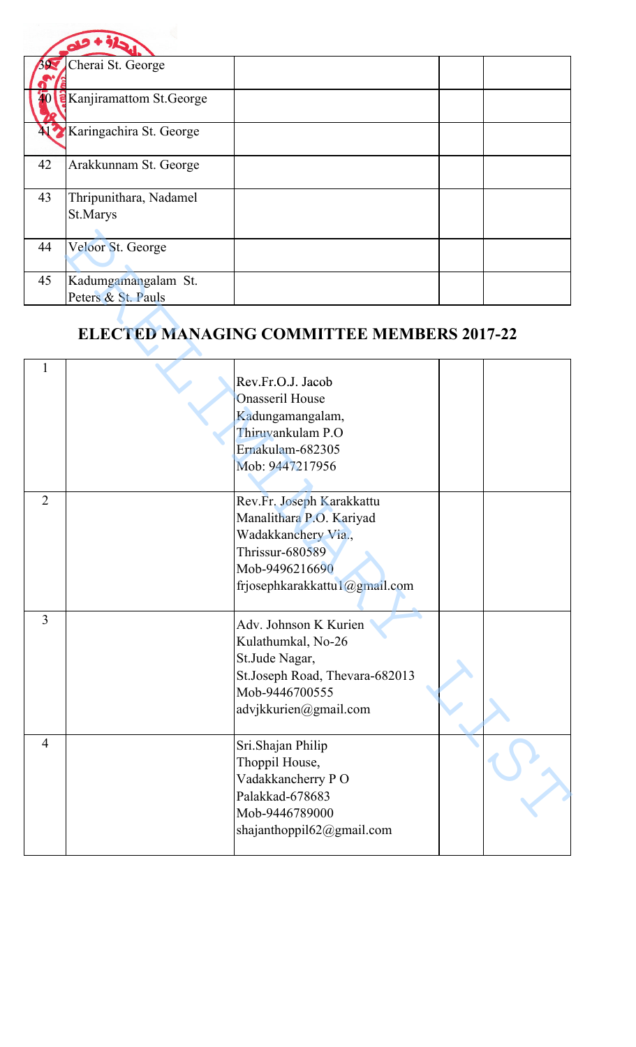| | | | | |
|---|---|---|---|---|
| 39 | Cherai St. George | | | |
| 40 | Kanjiramattom St.George | | | |
| 41 | Karingachira St. George | | | |
| 42 | Arakkunnam St. George | | | |
| 43 | Thripunithara, Nadamel St.Marys | | | |
| 44 | Veloor St. George | | | |
| 45 | Kadumgamangalam St. Peters & St. Pauls | | | |

## ELECTED MANAGING COMMITTEE MEMBERS 2017-22

| | | | | |
|---|---|---|---|---|
| 1 | | Rev.Fr.O.J. Jacob<br>Onasseril House<br>Kadungamangalam,<br>Thiruvankulam P.O<br>Ernakulam-682305<br>Mob: 9447217956 | | |
| 2 | | Rev.Fr. Joseph Karakkattu<br>Manalithara P.O. Kariyad<br>Wadakkanchery Via.,<br>Thrissur-680589<br>Mob-9496216690<br>frjosephkarakkattu1@gmail.com | | |
| 3 | | Adv. Johnson K Kurien<br>Kulathumkal, No-26<br>St.Jude Nagar,<br>St.Joseph Road, Thevara-682013<br>Mob-9446700555<br>advjkkurien@gmail.com | | |
| 4 | | Sri.Shajan Philip<br>Thoppil House,<br>Vadakkancherry P O<br>Palakkad-678683<br>Mob-9446789000<br>shajanthoppil62@gmail.com | | |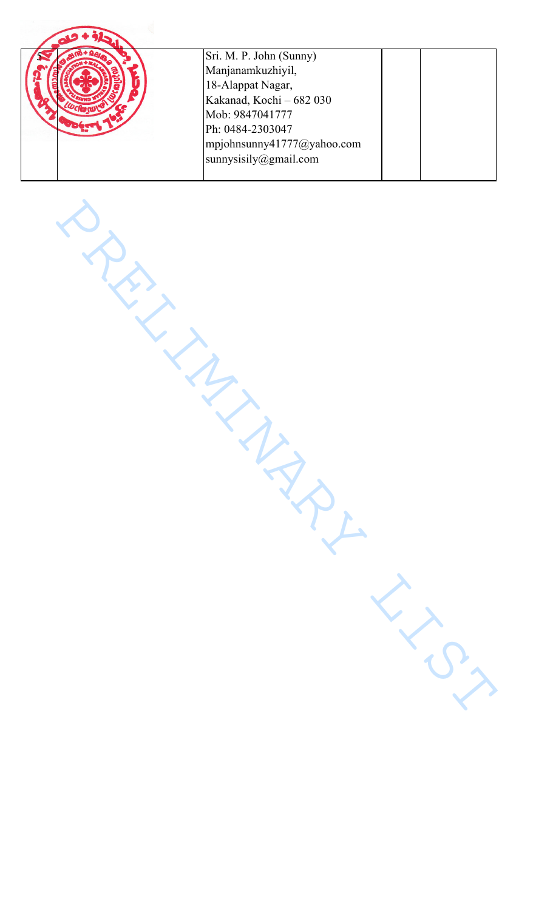| | | | | |
|---|---|---|---|---|
| 5 | | Sri. M. P. John (Sunny)<br>Manjanamkuzhiyil,<br>18-Alappat Nagar,<br>Kakanad, Kochi – 682 030<br>Mob: 9847041777<br>Ph: 0484-2303047<br>mpjohnsunny41777@yahoo.com<br>sunnysisily@gmail.com | | |

PRELIMINARY LIST